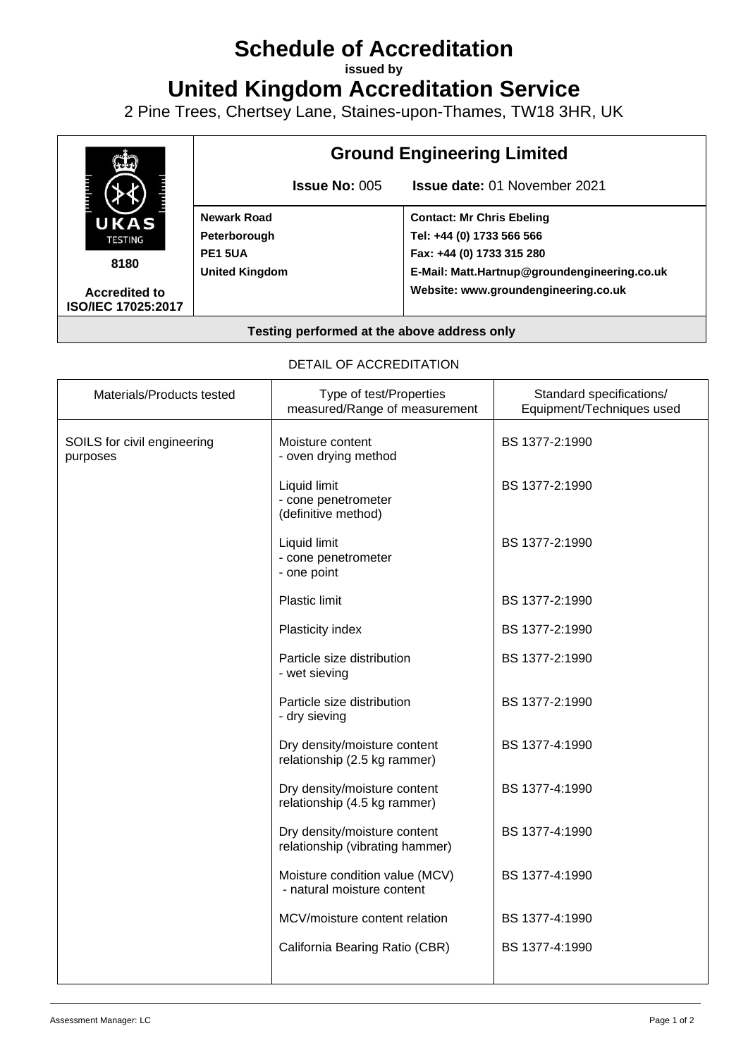# Schedule of Accreditation

**issued by**

# United Kingdom Accreditation Service

2 Pine Trees, Chertsey Lane, Staines-upon-Thames, TW18 3HR, UK

| UKAS TESTING 8180 Accredited to ISO/IEC 17025:2017 | **Ground Engineering Limited** | |
|---|---|---|
| | **Issue No:** 005 | **Issue date:** 01 November 2021 |
| | **Newark Road**<br>**Peterborough**<br>**PE1 5UA**<br>**United Kingdom** | **Contact: Mr Chris Ebeling**<br>**Tel: +44 (0) 1733 566 566**<br>**Fax: +44 (0) 1733 315 280**<br>**E-Mail: Matt.Hartnup@groundengineering.co.uk**<br>**Website: www.groundengineering.co.uk** |

**Testing performed at the above address only**

DETAIL OF ACCREDITATION

| Materials/Products tested | Type of test/Properties measured/Range of measurement | Standard specifications/ Equipment/Techniques used |
|---|---|---|
| SOILS for civil engineering purposes | Moisture content<br>- oven drying method | BS 1377-2:1990 |
| | Liquid limit<br>- cone penetrometer<br>(definitive method) | BS 1377-2:1990 |
| | Liquid limit<br>- cone penetrometer<br>- one point | BS 1377-2:1990 |
| | Plastic limit | BS 1377-2:1990 |
| | Plasticity index | BS 1377-2:1990 |
| | Particle size distribution<br>- wet sieving | BS 1377-2:1990 |
| | Particle size distribution<br>- dry sieving | BS 1377-2:1990 |
| | Dry density/moisture content relationship (2.5 kg rammer) | BS 1377-4:1990 |
| | Dry density/moisture content relationship (4.5 kg rammer) | BS 1377-4:1990 |
| | Dry density/moisture content relationship (vibrating hammer) | BS 1377-4:1990 |
| | Moisture condition value (MCV)<br>- natural moisture content | BS 1377-4:1990 |
| | MCV/moisture content relation | BS 1377-4:1990 |
| | California Bearing Ratio (CBR) | BS 1377-4:1990 |

Assessment Manager: LC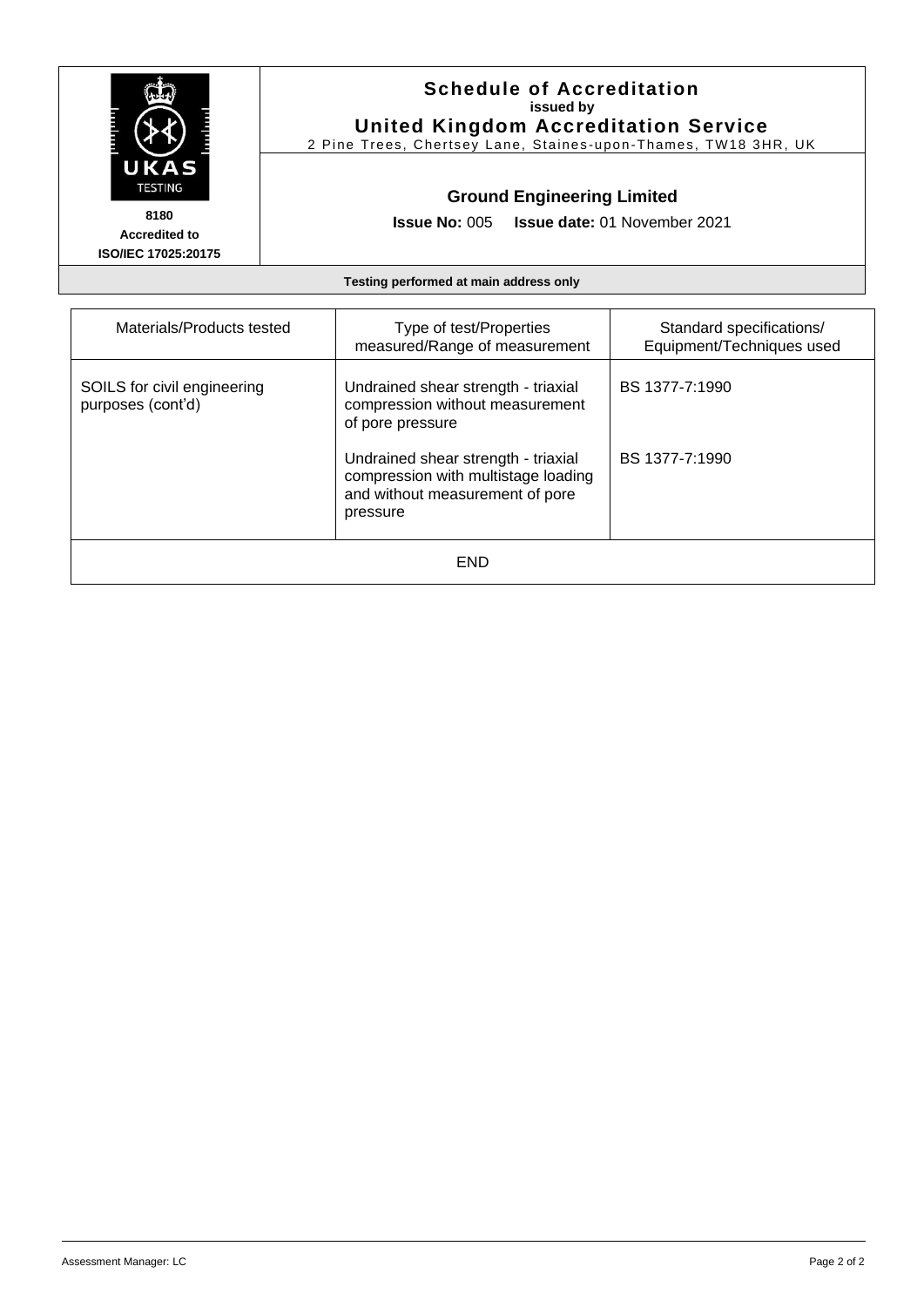| | |
|---|---|
| UKAS TESTING<br>**8180**<br>**Accredited to**<br>**ISO/IEC 17025:20175** | **Schedule of Accreditation**<br>**issued by**<br>**United Kingdom Accreditation Service**<br>2 Pine Trees, Chertsey Lane, Staines-upon-Thames, TW18 3HR, UK<br><br>**Ground Engineering Limited**<br>**Issue No:** 005 **Issue date:** 01 November 2021 |

**Testing performed at main address only**

| Materials/Products tested | Type of test/Properties measured/Range of measurement | Standard specifications/ Equipment/Techniques used |
|---|---|---|
| SOILS for civil engineering purposes (cont'd) | Undrained shear strength - triaxial compression without measurement of pore pressure | BS 1377-7:1990 |
| | Undrained shear strength - triaxial compression with multistage loading and without measurement of pore pressure | BS 1377-7:1990 |

END

Assessment Manager: LC